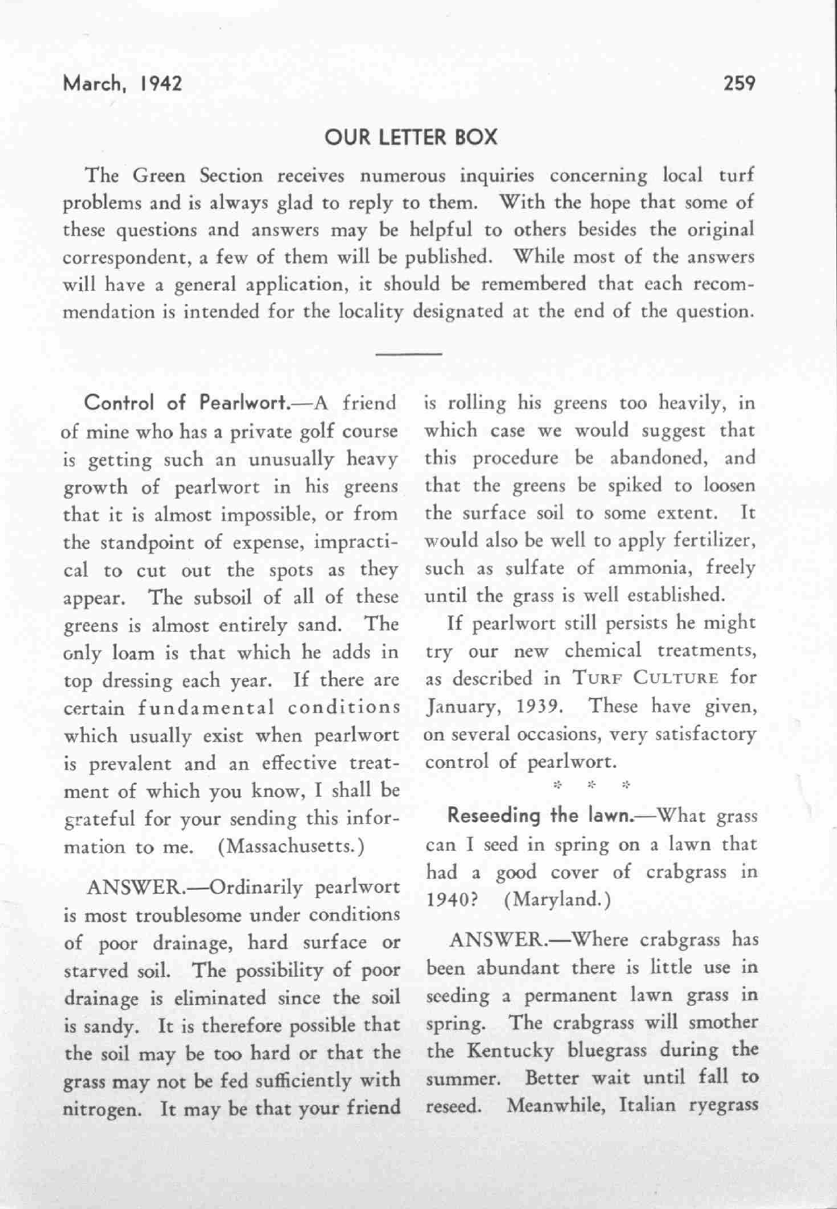## OUR LETTER BOX

The Green Section receives numerous inquiries concerning local turf problems and is always glad to reply to them. With the hope that some of these questions and answers may be helpful to others besides the original correspondent, a few of them will be published. While most of the answers will have a general application, it should be remembered that each recommendation is intended for the locality designated at the end of the question.

---

**Control of Pearlwort.**—A friend of mine who has a private golf course is getting such an unusually heavy growth of pearlwort in his greens that it is almost impossible, or from the standpoint of expense, impractical to cut out the spots as they appear. The subsoil of all of these greens is almost entirely sand. The only loam is that which he adds in top dressing each year. If there are certain fundamental conditions which usually exist when pearlwort is prevalent and an effective treatment of which you know, I shall be grateful for your sending this information to me. (Massachusetts.)

ANSWER.—Ordinarily pearlwort is most troublesome under conditions of poor drainage, hard surface or starved soil. The possibility of poor drainage is eliminated since the soil is sandy. It is therefore possible that the soil may be too hard or that the grass may not be fed sufficiently with nitrogen. It may be that your friend is rolling his greens too heavily, in which case we would suggest that this procedure be abandoned, and that the greens be spiked to loosen the surface soil to some extent. It would also be well to apply fertilizer, such as sulfate of ammonia, freely until the grass is well established.

If pearlwort still persists he might try our new chemical treatments, as described in TURF CULTURE for January, 1939. These have given, on several occasions, very satisfactory control of pearlwort.

\* \* \*

**Reseeding the lawn.**—What grass can I seed in spring on a lawn that had a good cover of crabgrass in 1940? (Maryland.)

ANSWER.—Where crabgrass has been abundant there is little use in seeding a permanent lawn grass in spring. The crabgrass will smother the Kentucky bluegrass during the summer. Better wait until fall to reseed. Meanwhile, Italian ryegrass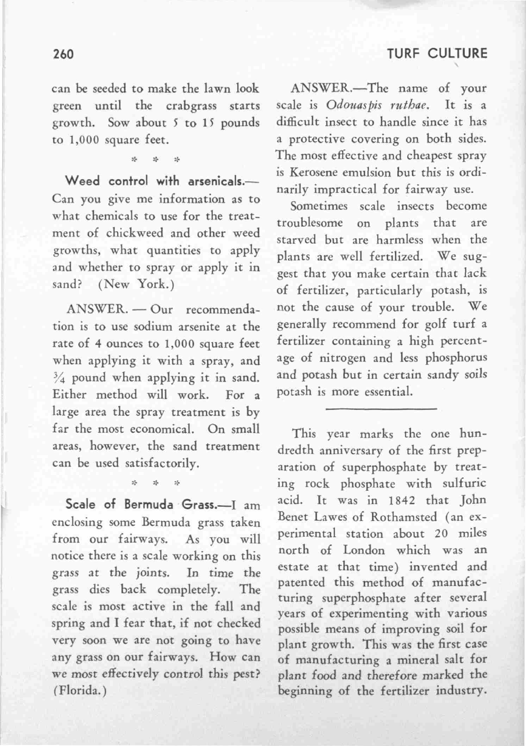can be seeded to make the lawn look green until the crabgrass starts growth. Sow about 5 to 15 pounds to 1,000 square feet.

\* \* \*

**Weed control with arsenicals.**—Can you give me information as to what chemicals to use for the treatment of chickweed and other weed growths, what quantities to apply and whether to spray or apply it in sand? (New York.)

ANSWER. — Our recommendation is to use sodium arsenite at the rate of 4 ounces to 1,000 square feet when applying it with a spray, and ¾ pound when applying it in sand. Either method will work. For a large area the spray treatment is by far the most economical. On small areas, however, the sand treatment can be used satisfactorily.

\* \* \*

**Scale of Bermuda Grass.**—I am enclosing some Bermuda grass taken from our fairways. As you will notice there is a scale working on this grass at the joints. In time the grass dies back completely. The scale is most active in the fall and spring and I fear that, if not checked very soon we are not going to have any grass on our fairways. How can we most effectively control this pest? (Florida.)

ANSWER.—The name of your scale is *Odonaspis ruthae*. It is a difficult insect to handle since it has a protective covering on both sides. The most effective and cheapest spray is Kerosene emulsion but this is ordinarily impractical for fairway use.

Sometimes scale insects become troublesome on plants that are starved but are harmless when the plants are well fertilized. We suggest that you make certain that lack of fertilizer, particularly potash, is not the cause of your trouble. We generally recommend for golf turf a fertilizer containing a high percentage of nitrogen and less phosphorus and potash but in certain sandy soils potash is more essential.

---

This year marks the one hundredth anniversary of the first preparation of superphosphate by treating rock phosphate with sulfuric acid. It was in 1842 that John Benet Lawes of Rothamsted (an experimental station about 20 miles north of London which was an estate at that time) invented and patented this method of manufacturing superphosphate after several years of experimenting with various possible means of improving soil for plant growth. This was the first case of manufacturing a mineral salt for plant food and therefore marked the beginning of the fertilizer industry.